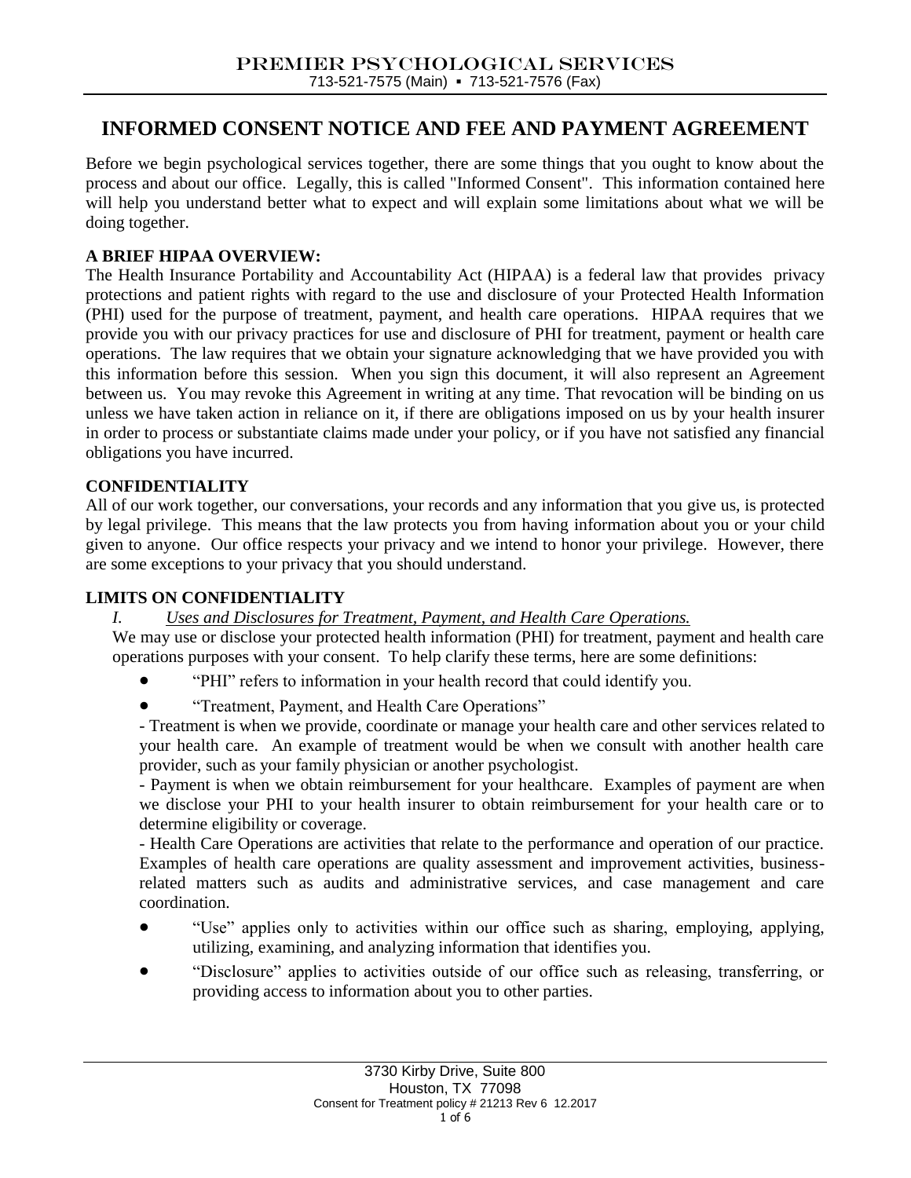PREMIER PSYCHOLOGICAL SERVICES

713-521-7575 (Main) ▪ 713-521-7576 (Fax)

# INFORMED CONSENT NOTICE AND FEE AND PAYMENT AGREEMENT

Before we begin psychological services together, there are some things that you ought to know about the process and about our office. Legally, this is called "Informed Consent". This information contained here will help you understand better what to expect and will explain some limitations about what we will be doing together.

**A BRIEF HIPAA OVERVIEW:**

The Health Insurance Portability and Accountability Act (HIPAA) is a federal law that provides privacy protections and patient rights with regard to the use and disclosure of your Protected Health Information (PHI) used for the purpose of treatment, payment, and health care operations. HIPAA requires that we provide you with our privacy practices for use and disclosure of PHI for treatment, payment or health care operations. The law requires that we obtain your signature acknowledging that we have provided you with this information before this session. When you sign this document, it will also represent an Agreement between us. You may revoke this Agreement in writing at any time. That revocation will be binding on us unless we have taken action in reliance on it, if there are obligations imposed on us by your health insurer in order to process or substantiate claims made under your policy, or if you have not satisfied any financial obligations you have incurred.

**CONFIDENTIALITY**

All of our work together, our conversations, your records and any information that you give us, is protected by legal privilege. This means that the law protects you from having information about you or your child given to anyone. Our office respects your privacy and we intend to honor your privilege. However, there are some exceptions to your privacy that you should understand.

**LIMITS ON CONFIDENTIALITY**

*I. Uses and Disclosures for Treatment, Payment, and Health Care Operations.*

We may use or disclose your protected health information (PHI) for treatment, payment and health care operations purposes with your consent. To help clarify these terms, here are some definitions:

- "PHI" refers to information in your health record that could identify you.
- "Treatment, Payment, and Health Care Operations"

- Treatment is when we provide, coordinate or manage your health care and other services related to your health care. An example of treatment would be when we consult with another health care provider, such as your family physician or another psychologist.

- Payment is when we obtain reimbursement for your healthcare. Examples of payment are when we disclose your PHI to your health insurer to obtain reimbursement for your health care or to determine eligibility or coverage.

- Health Care Operations are activities that relate to the performance and operation of our practice. Examples of health care operations are quality assessment and improvement activities, business-related matters such as audits and administrative services, and case management and care coordination.

- "Use" applies only to activities within our office such as sharing, employing, applying, utilizing, examining, and analyzing information that identifies you.
- "Disclosure" applies to activities outside of our office such as releasing, transferring, or providing access to information about you to other parties.

3730 Kirby Drive, Suite 800
Houston, TX 77098
Consent for Treatment policy # 21213 Rev 6 12.2017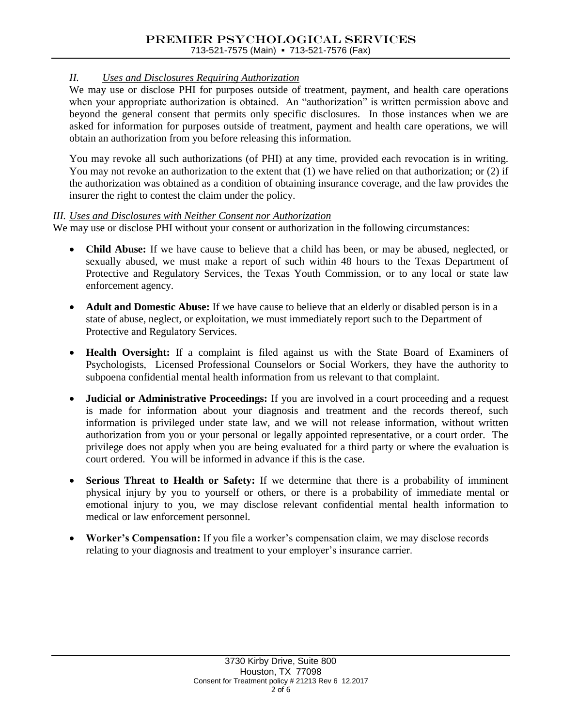## *II. Uses and Disclosures Requiring Authorization*

We may use or disclose PHI for purposes outside of treatment, payment, and health care operations when your appropriate authorization is obtained. An "authorization" is written permission above and beyond the general consent that permits only specific disclosures. In those instances when we are asked for information for purposes outside of treatment, payment and health care operations, we will obtain an authorization from you before releasing this information.

You may revoke all such authorizations (of PHI) at any time, provided each revocation is in writing. You may not revoke an authorization to the extent that (1) we have relied on that authorization; or (2) if the authorization was obtained as a condition of obtaining insurance coverage, and the law provides the insurer the right to contest the claim under the policy.

## *III. Uses and Disclosures with Neither Consent nor Authorization*

We may use or disclose PHI without your consent or authorization in the following circumstances:

- **Child Abuse:** If we have cause to believe that a child has been, or may be abused, neglected, or sexually abused, we must make a report of such within 48 hours to the Texas Department of Protective and Regulatory Services, the Texas Youth Commission, or to any local or state law enforcement agency.
- **Adult and Domestic Abuse:** If we have cause to believe that an elderly or disabled person is in a state of abuse, neglect, or exploitation, we must immediately report such to the Department of Protective and Regulatory Services.
- **Health Oversight:** If a complaint is filed against us with the State Board of Examiners of Psychologists, Licensed Professional Counselors or Social Workers, they have the authority to subpoena confidential mental health information from us relevant to that complaint.
- **Judicial or Administrative Proceedings:** If you are involved in a court proceeding and a request is made for information about your diagnosis and treatment and the records thereof, such information is privileged under state law, and we will not release information, without written authorization from you or your personal or legally appointed representative, or a court order. The privilege does not apply when you are being evaluated for a third party or where the evaluation is court ordered. You will be informed in advance if this is the case.
- **Serious Threat to Health or Safety:** If we determine that there is a probability of imminent physical injury by you to yourself or others, or there is a probability of immediate mental or emotional injury to you, we may disclose relevant confidential mental health information to medical or law enforcement personnel.
- **Worker's Compensation:** If you file a worker's compensation claim, we may disclose records relating to your diagnosis and treatment to your employer's insurance carrier.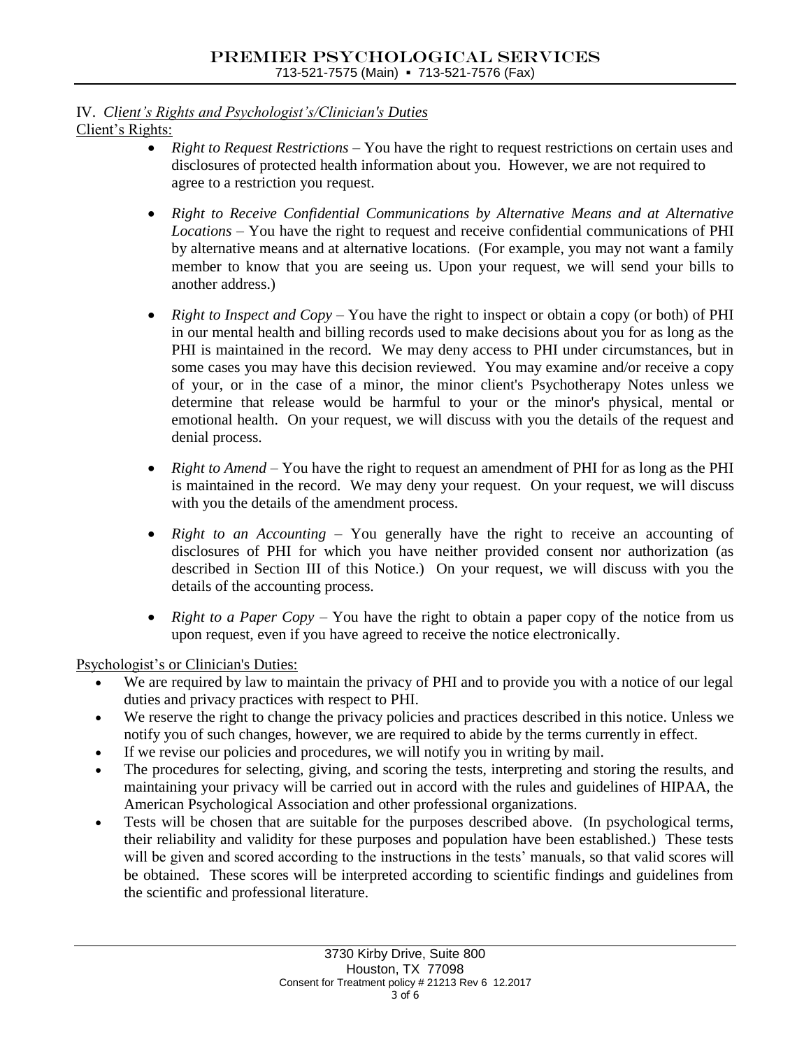## IV. *Client's Rights and Psychologist's/Clinician's Duties*

Client's Rights:

- *Right to Request Restrictions* – You have the right to request restrictions on certain uses and disclosures of protected health information about you. However, we are not required to agree to a restriction you request.

- *Right to Receive Confidential Communications by Alternative Means and at Alternative Locations* – You have the right to request and receive confidential communications of PHI by alternative means and at alternative locations. (For example, you may not want a family member to know that you are seeing us. Upon your request, we will send your bills to another address.)

- *Right to Inspect and Copy* – You have the right to inspect or obtain a copy (or both) of PHI in our mental health and billing records used to make decisions about you for as long as the PHI is maintained in the record. We may deny access to PHI under circumstances, but in some cases you may have this decision reviewed. You may examine and/or receive a copy of your, or in the case of a minor, the minor client's Psychotherapy Notes unless we determine that release would be harmful to your or the minor's physical, mental or emotional health. On your request, we will discuss with you the details of the request and denial process.

- *Right to Amend* – You have the right to request an amendment of PHI for as long as the PHI is maintained in the record. We may deny your request. On your request, we will discuss with you the details of the amendment process.

- *Right to an Accounting* – You generally have the right to receive an accounting of disclosures of PHI for which you have neither provided consent nor authorization (as described in Section III of this Notice.) On your request, we will discuss with you the details of the accounting process.

- *Right to a Paper Copy* – You have the right to obtain a paper copy of the notice from us upon request, even if you have agreed to receive the notice electronically.

Psychologist's or Clinician's Duties:

- We are required by law to maintain the privacy of PHI and to provide you with a notice of our legal duties and privacy practices with respect to PHI.
- We reserve the right to change the privacy policies and practices described in this notice. Unless we notify you of such changes, however, we are required to abide by the terms currently in effect.
- If we revise our policies and procedures, we will notify you in writing by mail.
- The procedures for selecting, giving, and scoring the tests, interpreting and storing the results, and maintaining your privacy will be carried out in accord with the rules and guidelines of HIPAA, the American Psychological Association and other professional organizations.
- Tests will be chosen that are suitable for the purposes described above. (In psychological terms, their reliability and validity for these purposes and population have been established.) These tests will be given and scored according to the instructions in the tests' manuals, so that valid scores will be obtained. These scores will be interpreted according to scientific findings and guidelines from the scientific and professional literature.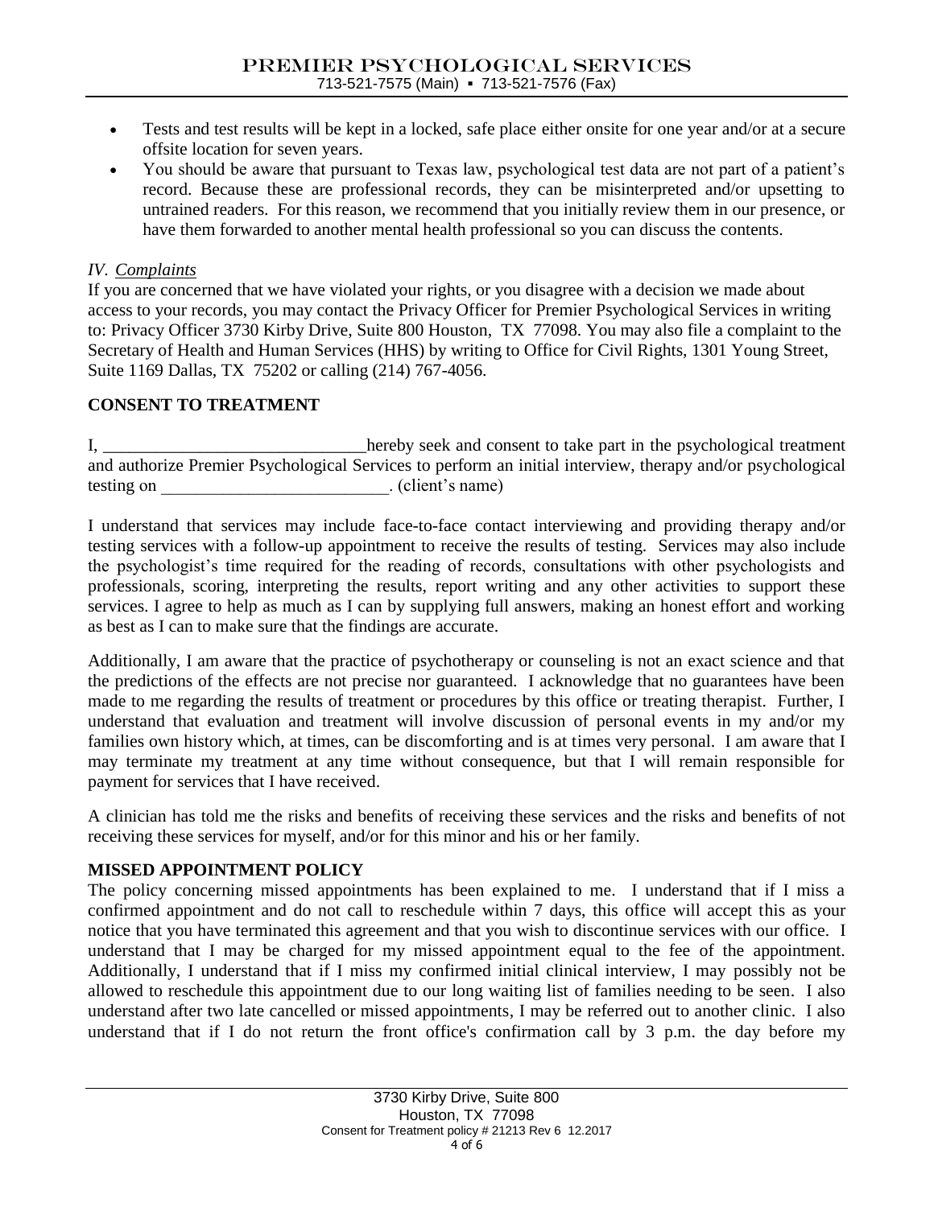- Tests and test results will be kept in a locked, safe place either onsite for one year and/or at a secure offsite location for seven years.
- You should be aware that pursuant to Texas law, psychological test data are not part of a patient's record. Because these are professional records, they can be misinterpreted and/or upsetting to untrained readers. For this reason, we recommend that you initially review them in our presence, or have them forwarded to another mental health professional so you can discuss the contents.

*IV. Complaints*

If you are concerned that we have violated your rights, or you disagree with a decision we made about access to your records, you may contact the Privacy Officer for Premier Psychological Services in writing to: Privacy Officer 3730 Kirby Drive, Suite 800 Houston, TX 77098. You may also file a complaint to the Secretary of Health and Human Services (HHS) by writing to Office for Civil Rights, 1301 Young Street, Suite 1169 Dallas, TX 75202 or calling (214) 767-4056.

## CONSENT TO TREATMENT

I, ______________________________hereby seek and consent to take part in the psychological treatment and authorize Premier Psychological Services to perform an initial interview, therapy and/or psychological testing on __________________________. (client's name)

I understand that services may include face-to-face contact interviewing and providing therapy and/or testing services with a follow-up appointment to receive the results of testing. Services may also include the psychologist's time required for the reading of records, consultations with other psychologists and professionals, scoring, interpreting the results, report writing and any other activities to support these services. I agree to help as much as I can by supplying full answers, making an honest effort and working as best as I can to make sure that the findings are accurate.

Additionally, I am aware that the practice of psychotherapy or counseling is not an exact science and that the predictions of the effects are not precise nor guaranteed. I acknowledge that no guarantees have been made to me regarding the results of treatment or procedures by this office or treating therapist. Further, I understand that evaluation and treatment will involve discussion of personal events in my and/or my families own history which, at times, can be discomforting and is at times very personal. I am aware that I may terminate my treatment at any time without consequence, but that I will remain responsible for payment for services that I have received.

A clinician has told me the risks and benefits of receiving these services and the risks and benefits of not receiving these services for myself, and/or for this minor and his or her family.

## MISSED APPOINTMENT POLICY

The policy concerning missed appointments has been explained to me. I understand that if I miss a confirmed appointment and do not call to reschedule within 7 days, this office will accept this as your notice that you have terminated this agreement and that you wish to discontinue services with our office. I understand that I may be charged for my missed appointment equal to the fee of the appointment. Additionally, I understand that if I miss my confirmed initial clinical interview, I may possibly not be allowed to reschedule this appointment due to our long waiting list of families needing to be seen. I also understand after two late cancelled or missed appointments, I may be referred out to another clinic. I also understand that if I do not return the front office's confirmation call by 3 p.m. the day before my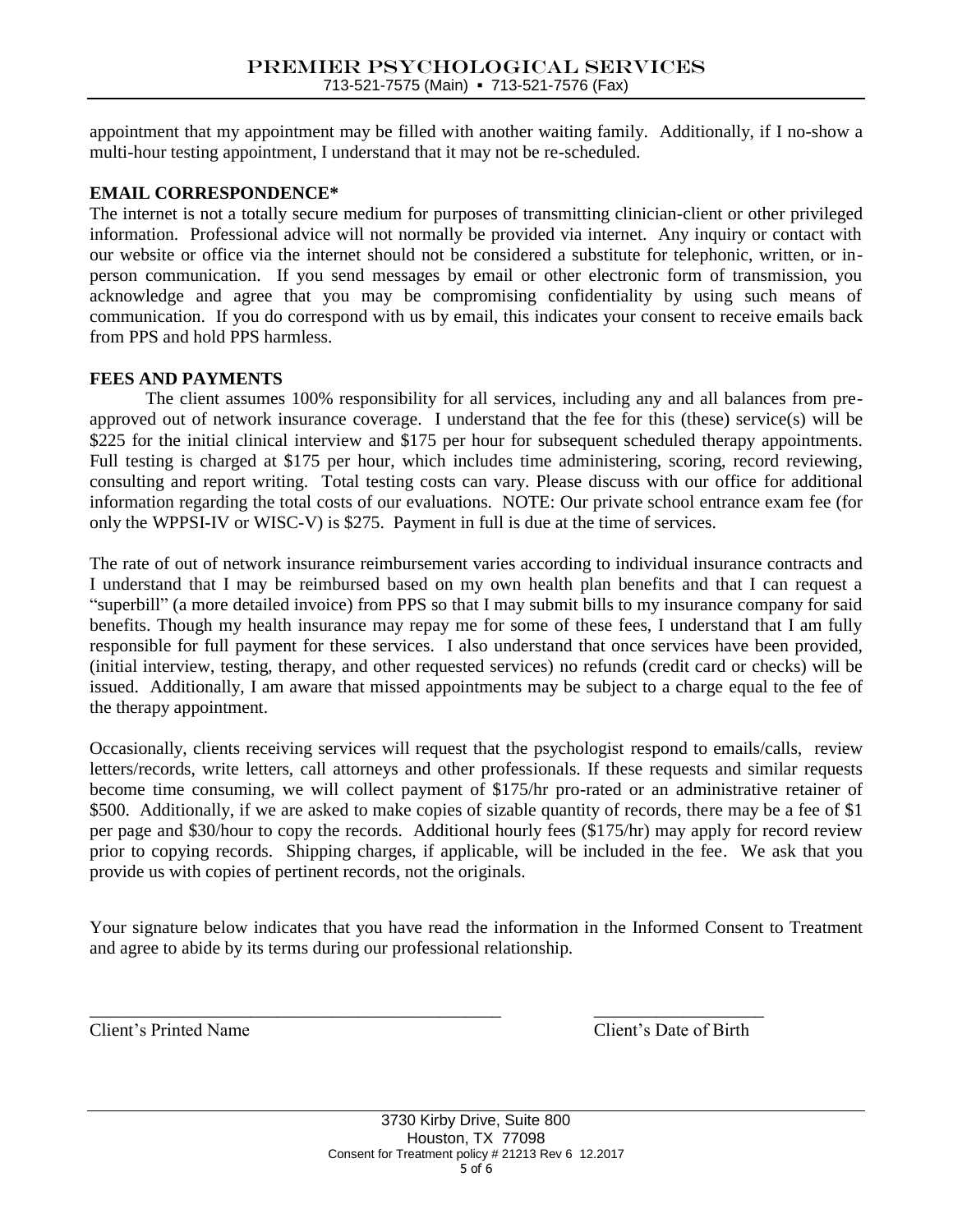appointment that my appointment may be filled with another waiting family. Additionally, if I no-show a multi-hour testing appointment, I understand that it may not be re-scheduled.

**EMAIL CORRESPONDENCE***

The internet is not a totally secure medium for purposes of transmitting clinician-client or other privileged information. Professional advice will not normally be provided via internet. Any inquiry or contact with our website or office via the internet should not be considered a substitute for telephonic, written, or in-person communication. If you send messages by email or other electronic form of transmission, you acknowledge and agree that you may be compromising confidentiality by using such means of communication. If you do correspond with us by email, this indicates your consent to receive emails back from PPS and hold PPS harmless.

**FEES AND PAYMENTS**

The client assumes 100% responsibility for all services, including any and all balances from pre-approved out of network insurance coverage. I understand that the fee for this (these) service(s) will be $225 for the initial clinical interview and $175 per hour for subsequent scheduled therapy appointments. Full testing is charged at $175 per hour, which includes time administering, scoring, record reviewing, consulting and report writing. Total testing costs can vary. Please discuss with our office for additional information regarding the total costs of our evaluations. NOTE: Our private school entrance exam fee (for only the WPPSI-IV or WISC-V) is $275. Payment in full is due at the time of services.

The rate of out of network insurance reimbursement varies according to individual insurance contracts and I understand that I may be reimbursed based on my own health plan benefits and that I can request a "superbill" (a more detailed invoice) from PPS so that I may submit bills to my insurance company for said benefits. Though my health insurance may repay me for some of these fees, I understand that I am fully responsible for full payment for these services. I also understand that once services have been provided, (initial interview, testing, therapy, and other requested services) no refunds (credit card or checks) will be issued. Additionally, I am aware that missed appointments may be subject to a charge equal to the fee of the therapy appointment.

Occasionally, clients receiving services will request that the psychologist respond to emails/calls, review letters/records, write letters, call attorneys and other professionals. If these requests and similar requests become time consuming, we will collect payment of $175/hr pro-rated or an administrative retainer of $500. Additionally, if we are asked to make copies of sizable quantity of records, there may be a fee of $1 per page and $30/hour to copy the records. Additional hourly fees ($175/hr) may apply for record review prior to copying records. Shipping charges, if applicable, will be included in the fee. We ask that you provide us with copies of pertinent records, not the originals.

Your signature below indicates that you have read the information in the Informed Consent to Treatment and agree to abide by its terms during our professional relationship.

_______________________________________________ ___________________

Client's Printed Name Client's Date of Birth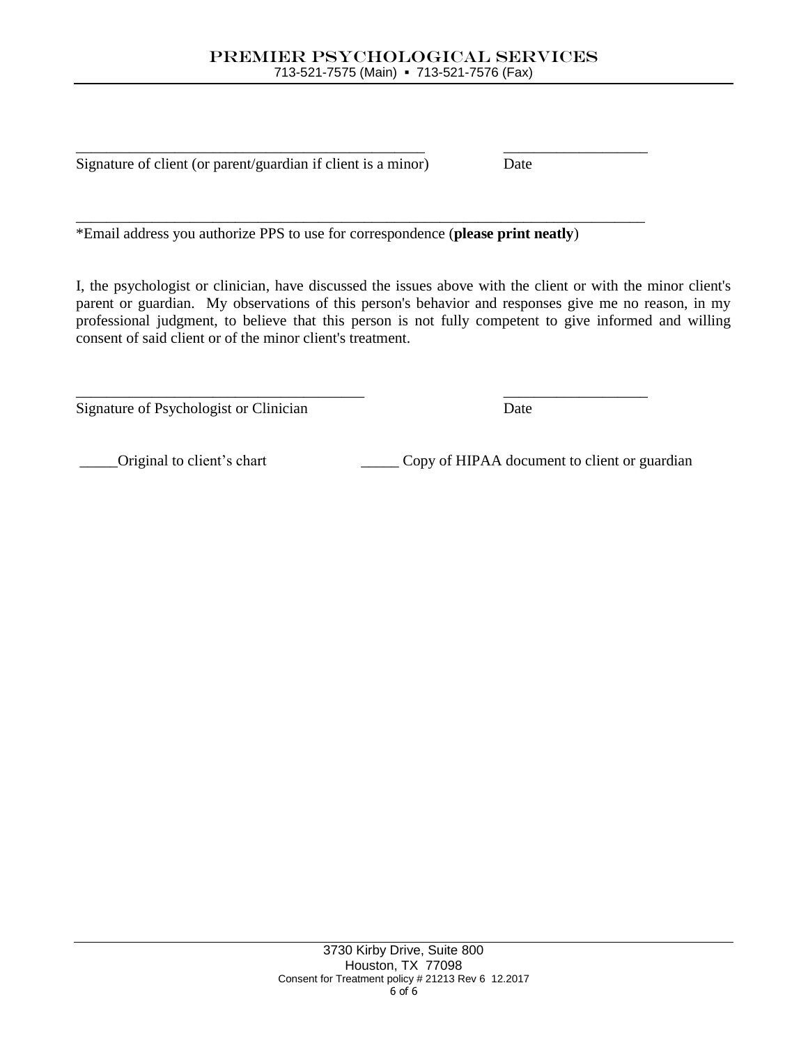_______________________________________________ ___________________

Signature of client (or parent/guardian if client is a minor) Date

_____________________________________________________________________________

*Email address you authorize PPS to use for correspondence (**please print neatly**)

I, the psychologist or clinician, have discussed the issues above with the client or with the minor client's parent or guardian. My observations of this person's behavior and responses give me no reason, in my professional judgment, to believe that this person is not fully competent to give informed and willing consent of said client or of the minor client's treatment.

_______________________________________ ___________________

Signature of Psychologist or Clinician Date

_____Original to client's chart _____ Copy of HIPAA document to client or guardian